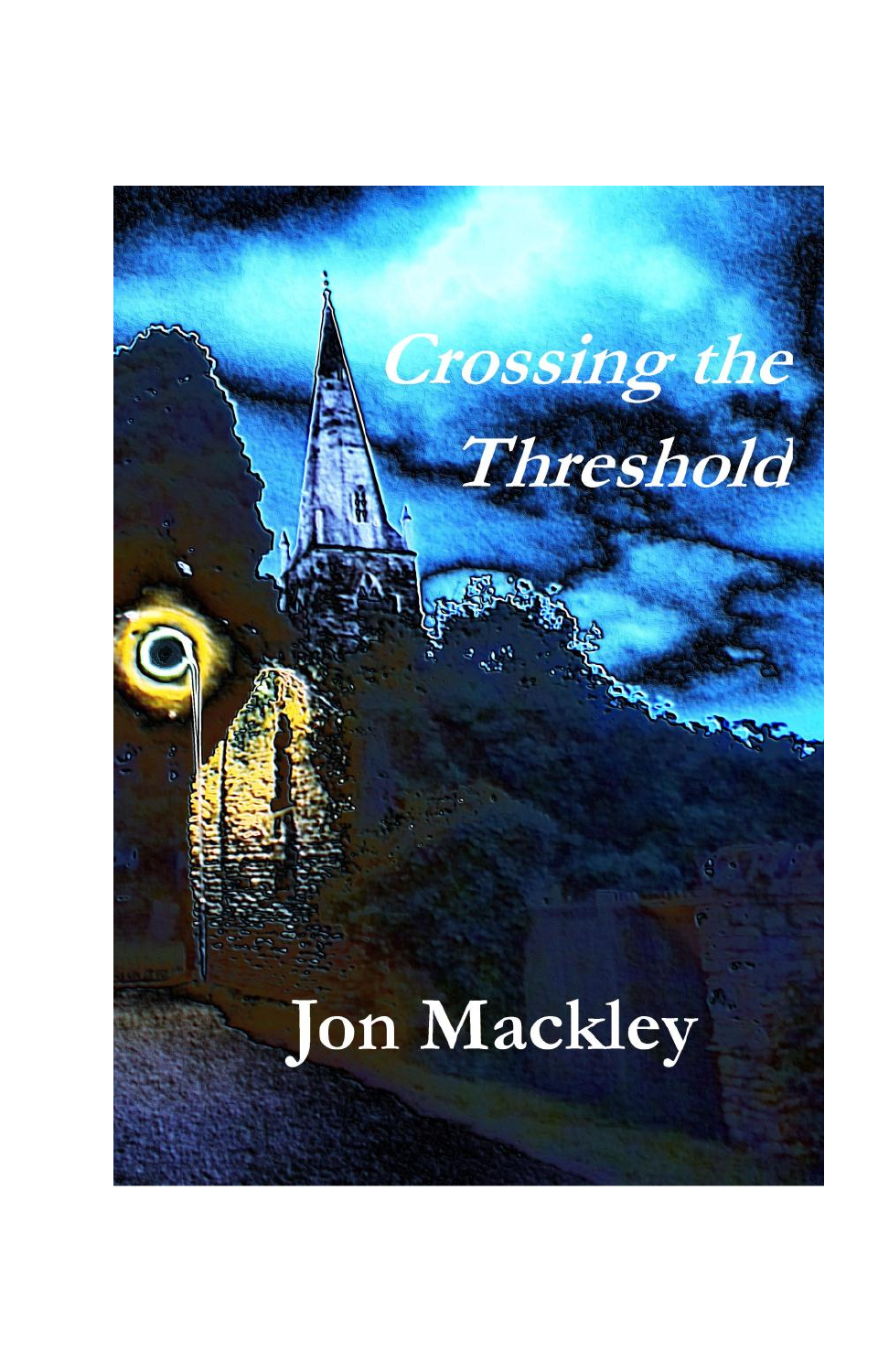# *Crossing the Threshold*

Jon Mackley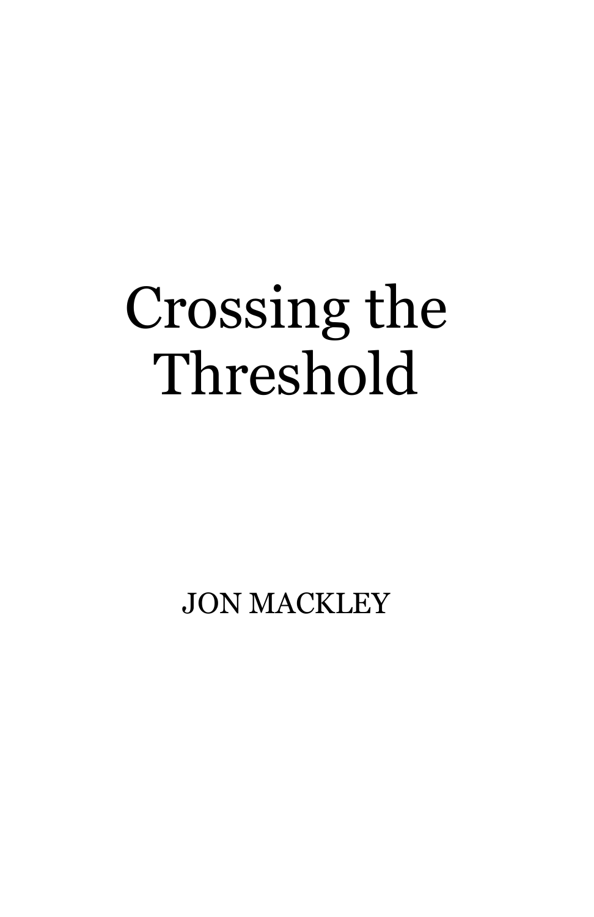# Crossing the Threshold

JON MACKLEY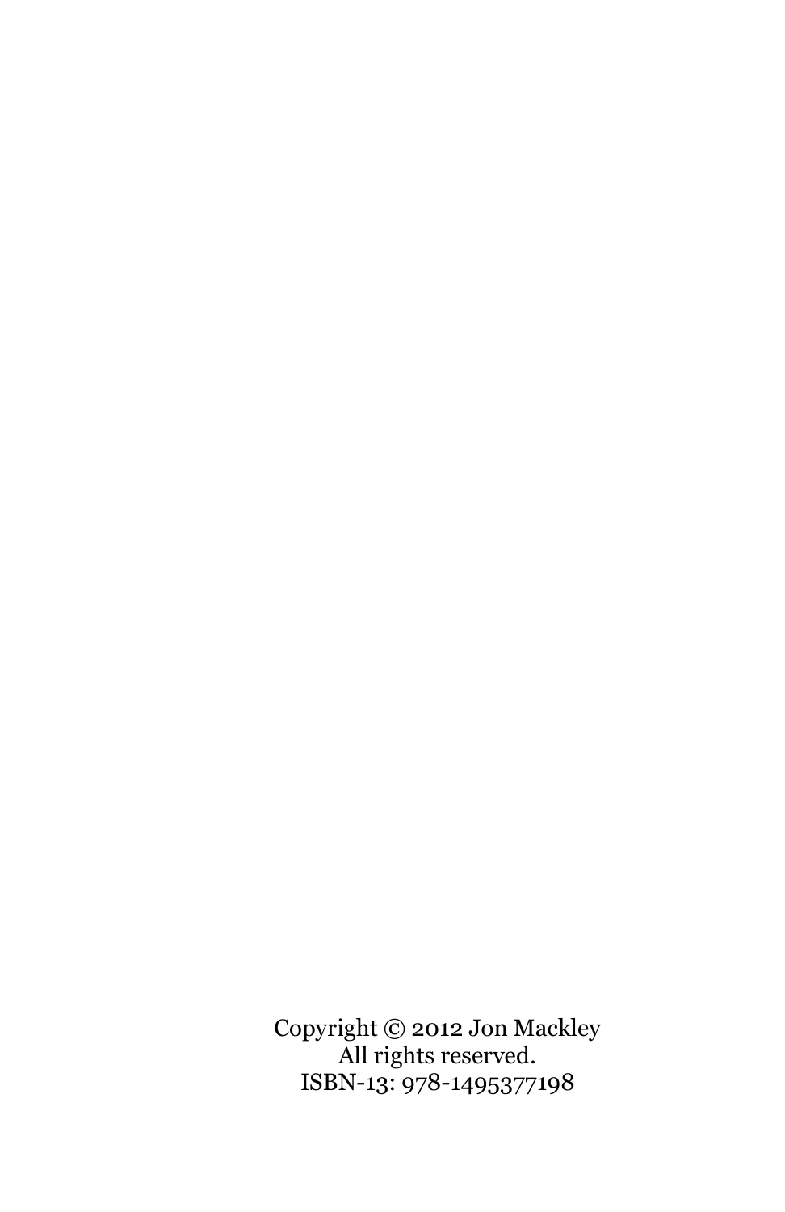Copyright © 2012 Jon Mackley
All rights reserved.
ISBN-13: 978-1495377198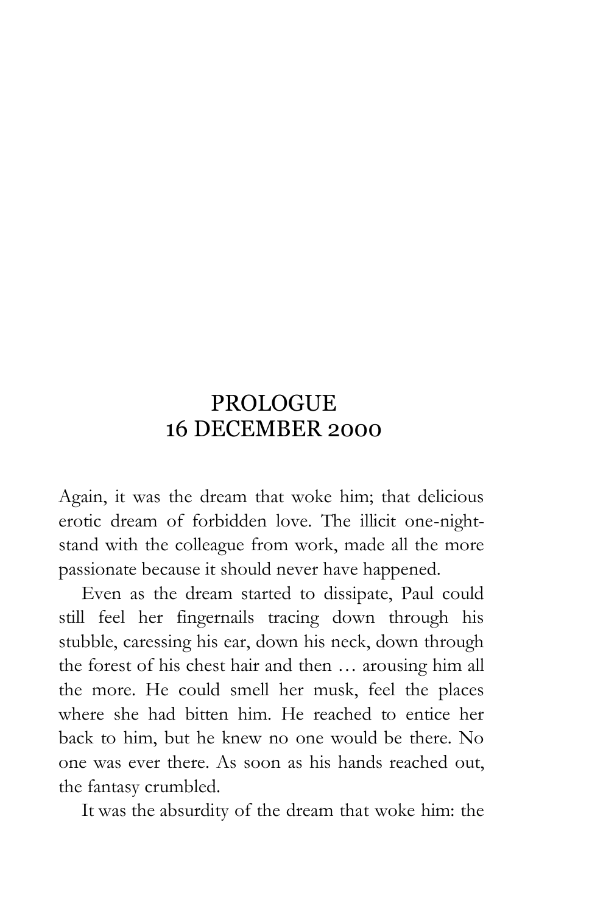# PROLOGUE
# 16 DECEMBER 2000

Again, it was the dream that woke him; that delicious erotic dream of forbidden love. The illicit one-night-stand with the colleague from work, made all the more passionate because it should never have happened.

Even as the dream started to dissipate, Paul could still feel her fingernails tracing down through his stubble, caressing his ear, down his neck, down through the forest of his chest hair and then … arousing him all the more. He could smell her musk, feel the places where she had bitten him. He reached to entice her back to him, but he knew no one would be there. No one was ever there. As soon as his hands reached out, the fantasy crumbled.

It was the absurdity of the dream that woke him: the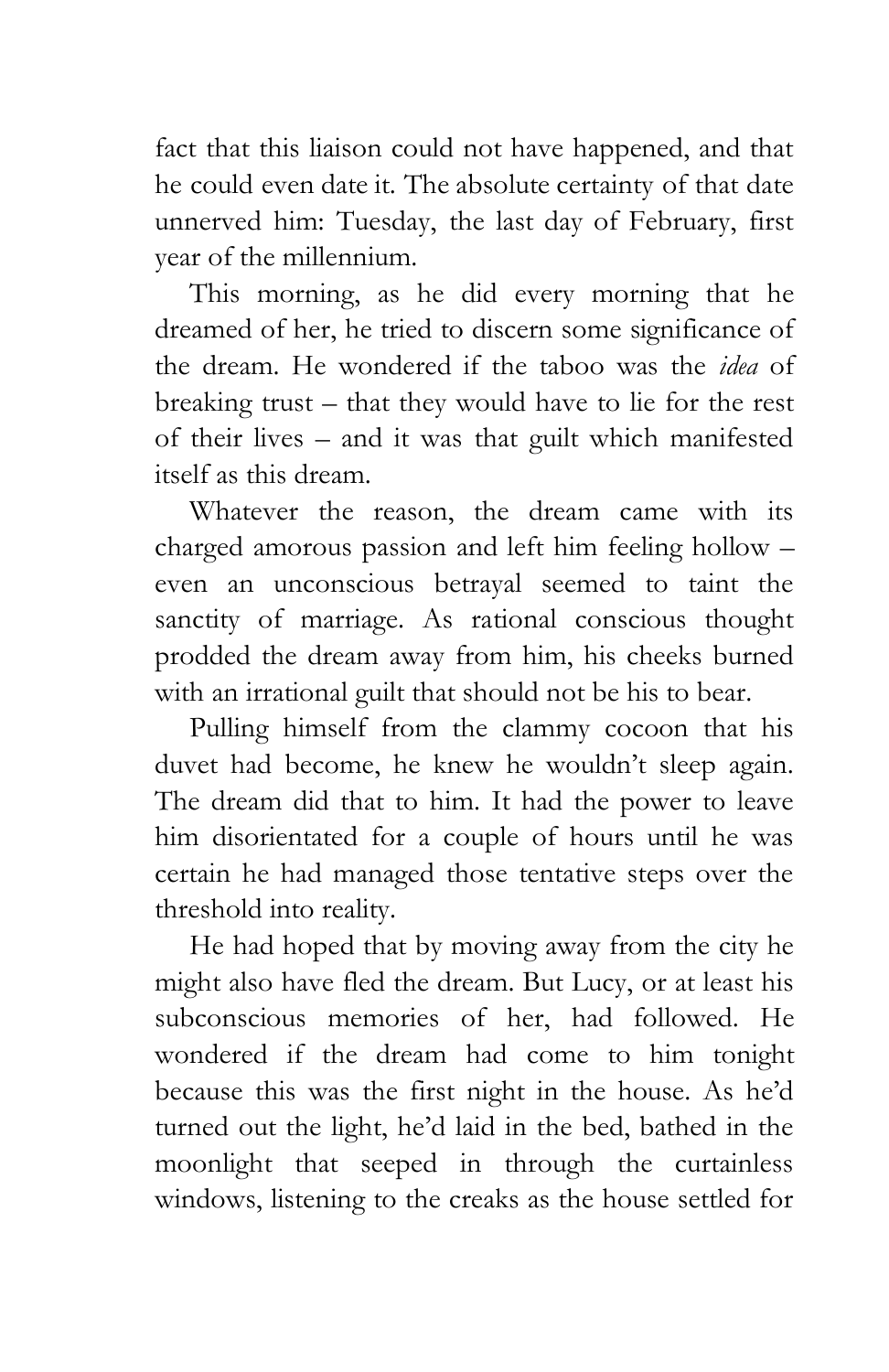fact that this liaison could not have happened, and that he could even date it. The absolute certainty of that date unnerved him: Tuesday, the last day of February, first year of the millennium.

This morning, as he did every morning that he dreamed of her, he tried to discern some significance of the dream. He wondered if the taboo was the *idea* of breaking trust – that they would have to lie for the rest of their lives – and it was that guilt which manifested itself as this dream.

Whatever the reason, the dream came with its charged amorous passion and left him feeling hollow – even an unconscious betrayal seemed to taint the sanctity of marriage. As rational conscious thought prodded the dream away from him, his cheeks burned with an irrational guilt that should not be his to bear.

Pulling himself from the clammy cocoon that his duvet had become, he knew he wouldn't sleep again. The dream did that to him. It had the power to leave him disorientated for a couple of hours until he was certain he had managed those tentative steps over the threshold into reality.

He had hoped that by moving away from the city he might also have fled the dream. But Lucy, or at least his subconscious memories of her, had followed. He wondered if the dream had come to him tonight because this was the first night in the house. As he'd turned out the light, he'd laid in the bed, bathed in the moonlight that seeped in through the curtainless windows, listening to the creaks as the house settled for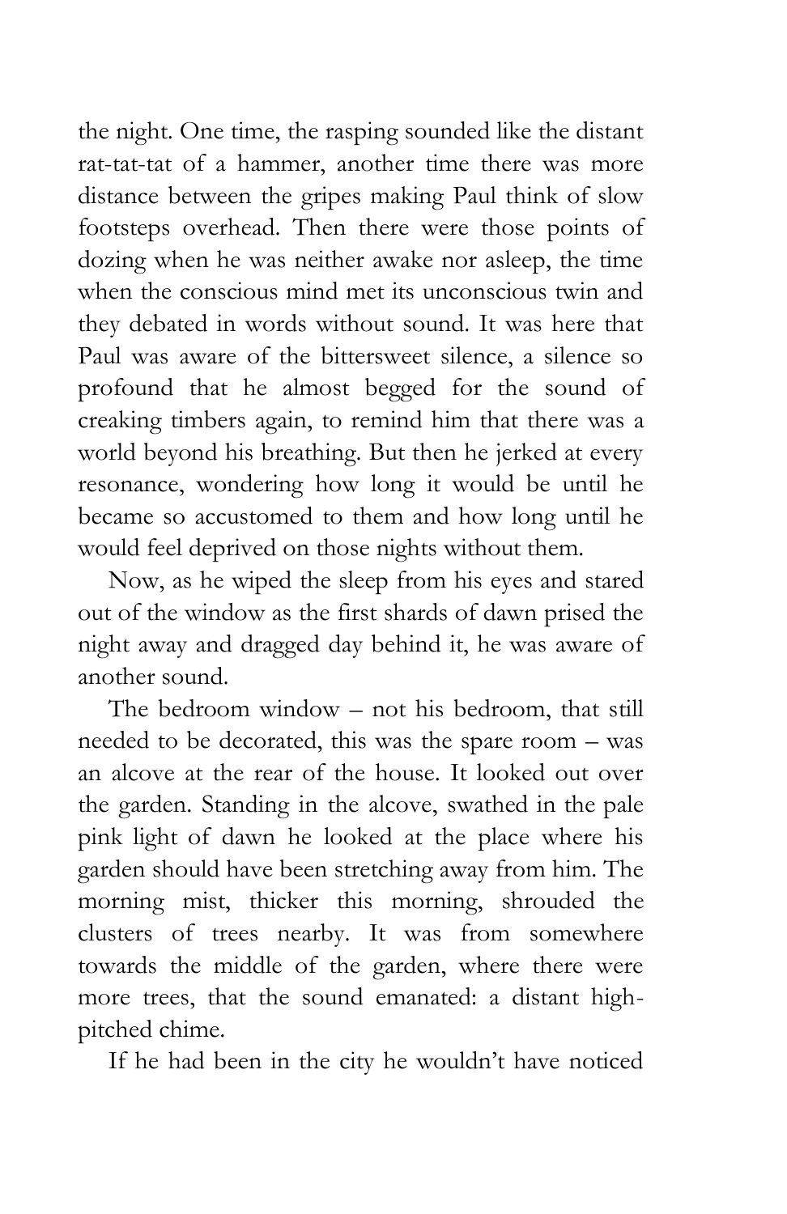the night. One time, the rasping sounded like the distant rat-tat-tat of a hammer, another time there was more distance between the gripes making Paul think of slow footsteps overhead. Then there were those points of dozing when he was neither awake nor asleep, the time when the conscious mind met its unconscious twin and they debated in words without sound. It was here that Paul was aware of the bittersweet silence, a silence so profound that he almost begged for the sound of creaking timbers again, to remind him that there was a world beyond his breathing. But then he jerked at every resonance, wondering how long it would be until he became so accustomed to them and how long until he would feel deprived on those nights without them.

Now, as he wiped the sleep from his eyes and stared out of the window as the first shards of dawn prised the night away and dragged day behind it, he was aware of another sound.

The bedroom window – not his bedroom, that still needed to be decorated, this was the spare room – was an alcove at the rear of the house. It looked out over the garden. Standing in the alcove, swathed in the pale pink light of dawn he looked at the place where his garden should have been stretching away from him. The morning mist, thicker this morning, shrouded the clusters of trees nearby. It was from somewhere towards the middle of the garden, where there were more trees, that the sound emanated: a distant high-pitched chime.

If he had been in the city he wouldn't have noticed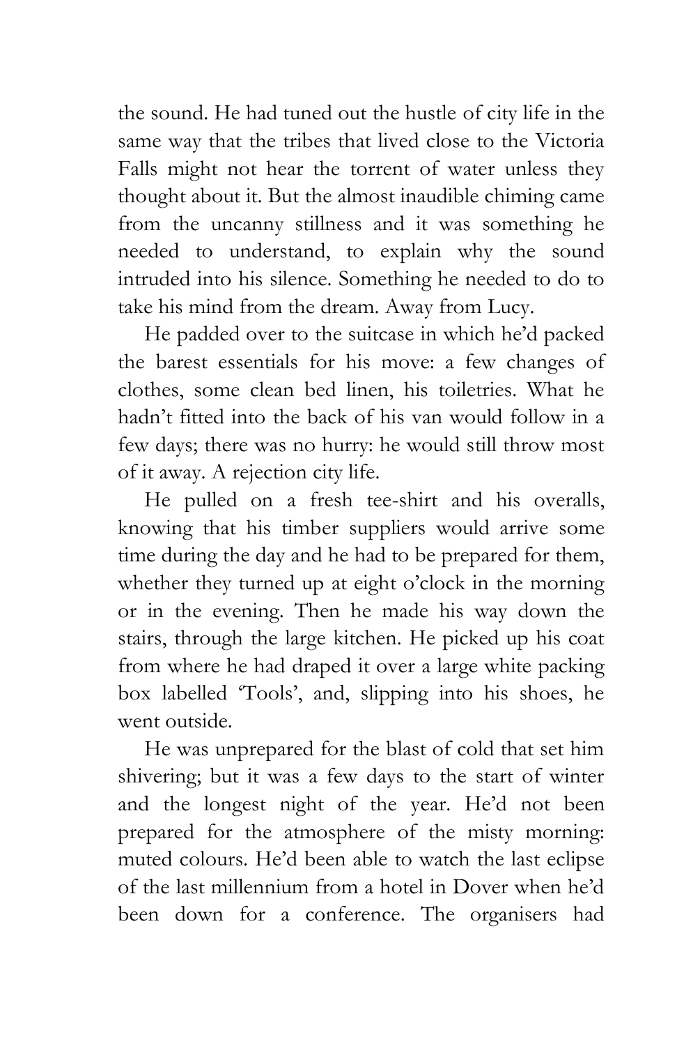the sound. He had tuned out the hustle of city life in the same way that the tribes that lived close to the Victoria Falls might not hear the torrent of water unless they thought about it. But the almost inaudible chiming came from the uncanny stillness and it was something he needed to understand, to explain why the sound intruded into his silence. Something he needed to do to take his mind from the dream. Away from Lucy.

He padded over to the suitcase in which he'd packed the barest essentials for his move: a few changes of clothes, some clean bed linen, his toiletries. What he hadn't fitted into the back of his van would follow in a few days; there was no hurry: he would still throw most of it away. A rejection city life.

He pulled on a fresh tee-shirt and his overalls, knowing that his timber suppliers would arrive some time during the day and he had to be prepared for them, whether they turned up at eight o'clock in the morning or in the evening. Then he made his way down the stairs, through the large kitchen. He picked up his coat from where he had draped it over a large white packing box labelled 'Tools', and, slipping into his shoes, he went outside.

He was unprepared for the blast of cold that set him shivering; but it was a few days to the start of winter and the longest night of the year. He'd not been prepared for the atmosphere of the misty morning: muted colours. He'd been able to watch the last eclipse of the last millennium from a hotel in Dover when he'd been down for a conference. The organisers had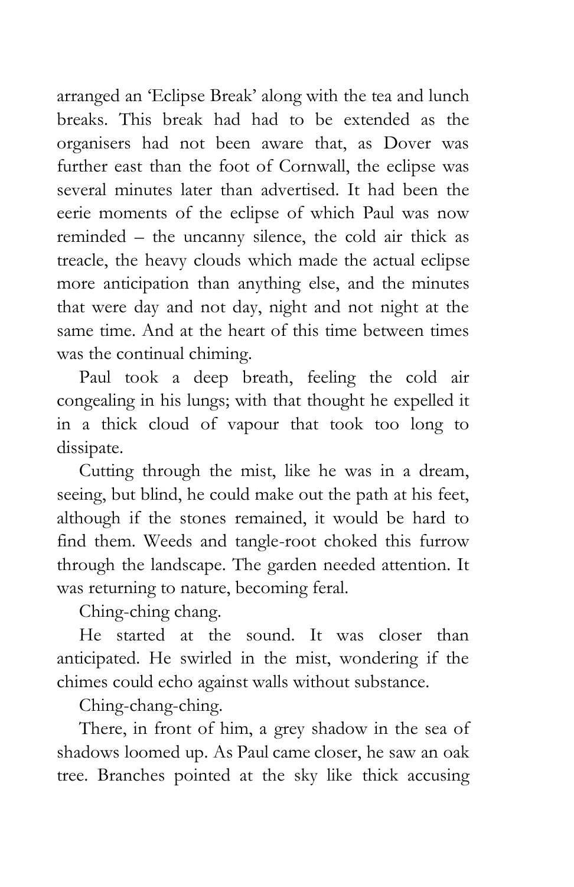arranged an 'Eclipse Break' along with the tea and lunch breaks. This break had had to be extended as the organisers had not been aware that, as Dover was further east than the foot of Cornwall, the eclipse was several minutes later than advertised. It had been the eerie moments of the eclipse of which Paul was now reminded – the uncanny silence, the cold air thick as treacle, the heavy clouds which made the actual eclipse more anticipation than anything else, and the minutes that were day and not day, night and not night at the same time. And at the heart of this time between times was the continual chiming.

Paul took a deep breath, feeling the cold air congealing in his lungs; with that thought he expelled it in a thick cloud of vapour that took too long to dissipate.

Cutting through the mist, like he was in a dream, seeing, but blind, he could make out the path at his feet, although if the stones remained, it would be hard to find them. Weeds and tangle-root choked this furrow through the landscape. The garden needed attention. It was returning to nature, becoming feral.

Ching-ching chang.

He started at the sound. It was closer than anticipated. He swirled in the mist, wondering if the chimes could echo against walls without substance.

Ching-chang-ching.

There, in front of him, a grey shadow in the sea of shadows loomed up. As Paul came closer, he saw an oak tree. Branches pointed at the sky like thick accusing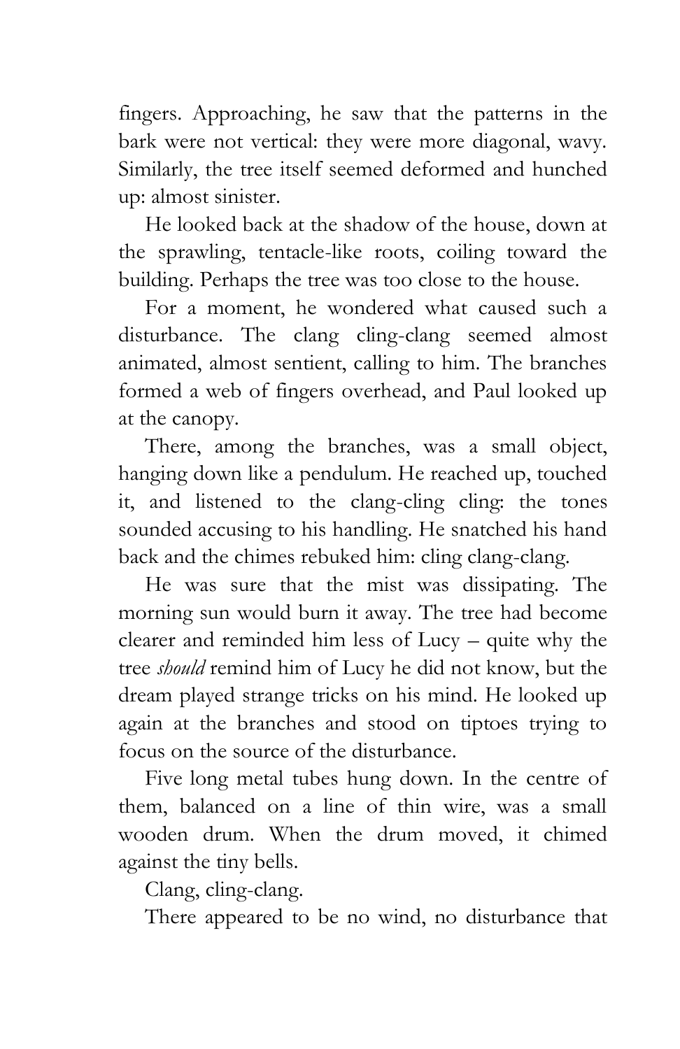fingers. Approaching, he saw that the patterns in the bark were not vertical: they were more diagonal, wavy. Similarly, the tree itself seemed deformed and hunched up: almost sinister.

He looked back at the shadow of the house, down at the sprawling, tentacle-like roots, coiling toward the building. Perhaps the tree was too close to the house.

For a moment, he wondered what caused such a disturbance. The clang cling-clang seemed almost animated, almost sentient, calling to him. The branches formed a web of fingers overhead, and Paul looked up at the canopy.

There, among the branches, was a small object, hanging down like a pendulum. He reached up, touched it, and listened to the clang-cling cling: the tones sounded accusing to his handling. He snatched his hand back and the chimes rebuked him: cling clang-clang.

He was sure that the mist was dissipating. The morning sun would burn it away. The tree had become clearer and reminded him less of Lucy – quite why the tree *should* remind him of Lucy he did not know, but the dream played strange tricks on his mind. He looked up again at the branches and stood on tiptoes trying to focus on the source of the disturbance.

Five long metal tubes hung down. In the centre of them, balanced on a line of thin wire, was a small wooden drum. When the drum moved, it chimed against the tiny bells.

Clang, cling-clang.

There appeared to be no wind, no disturbance that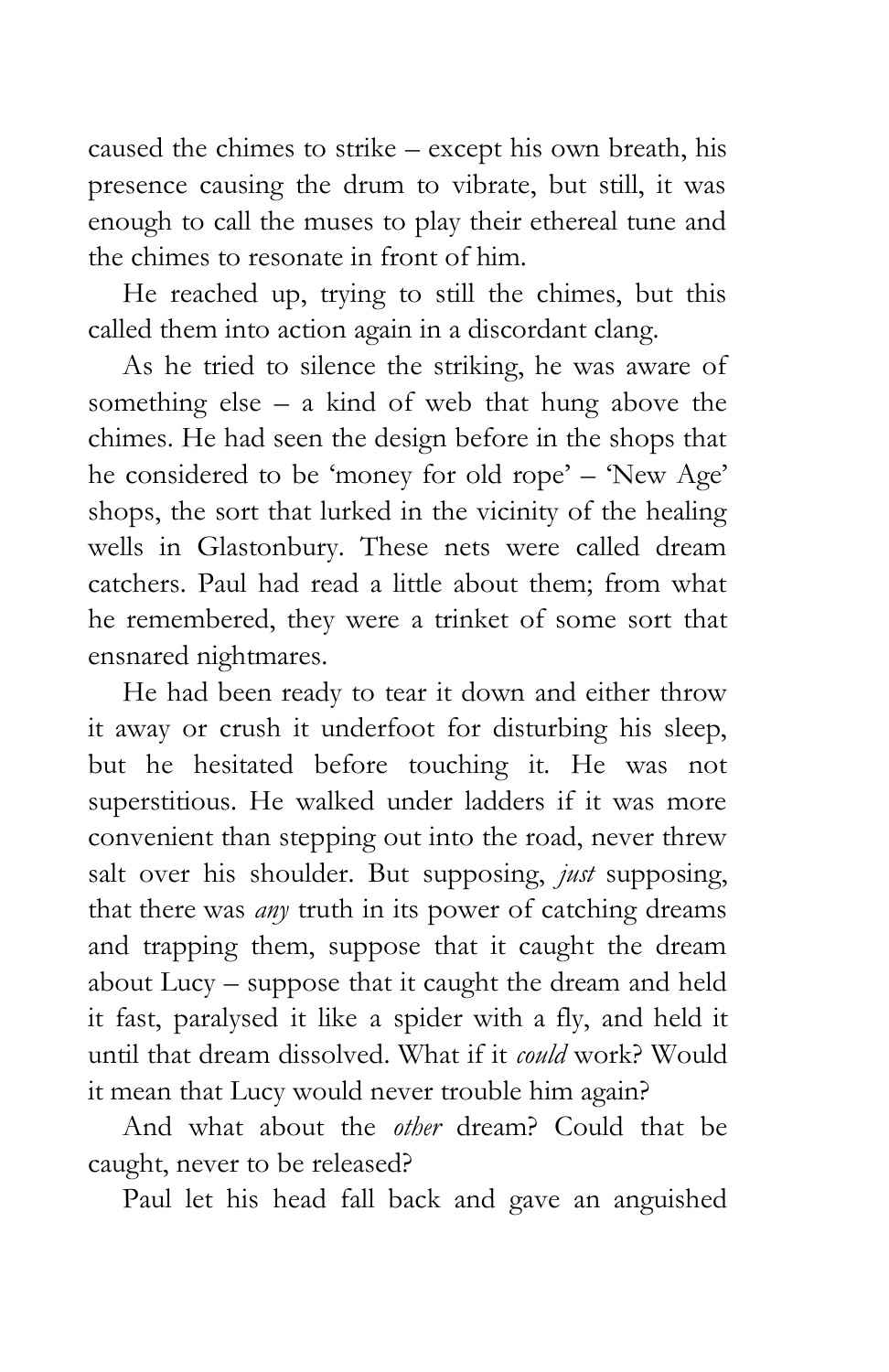caused the chimes to strike – except his own breath, his presence causing the drum to vibrate, but still, it was enough to call the muses to play their ethereal tune and the chimes to resonate in front of him.

He reached up, trying to still the chimes, but this called them into action again in a discordant clang.

As he tried to silence the striking, he was aware of something else – a kind of web that hung above the chimes. He had seen the design before in the shops that he considered to be 'money for old rope' – 'New Age' shops, the sort that lurked in the vicinity of the healing wells in Glastonbury. These nets were called dream catchers. Paul had read a little about them; from what he remembered, they were a trinket of some sort that ensnared nightmares.

He had been ready to tear it down and either throw it away or crush it underfoot for disturbing his sleep, but he hesitated before touching it. He was not superstitious. He walked under ladders if it was more convenient than stepping out into the road, never threw salt over his shoulder. But supposing, *just* supposing, that there was *any* truth in its power of catching dreams and trapping them, suppose that it caught the dream about Lucy – suppose that it caught the dream and held it fast, paralysed it like a spider with a fly, and held it until that dream dissolved. What if it *could* work? Would it mean that Lucy would never trouble him again?

And what about the *other* dream? Could that be caught, never to be released?

Paul let his head fall back and gave an anguished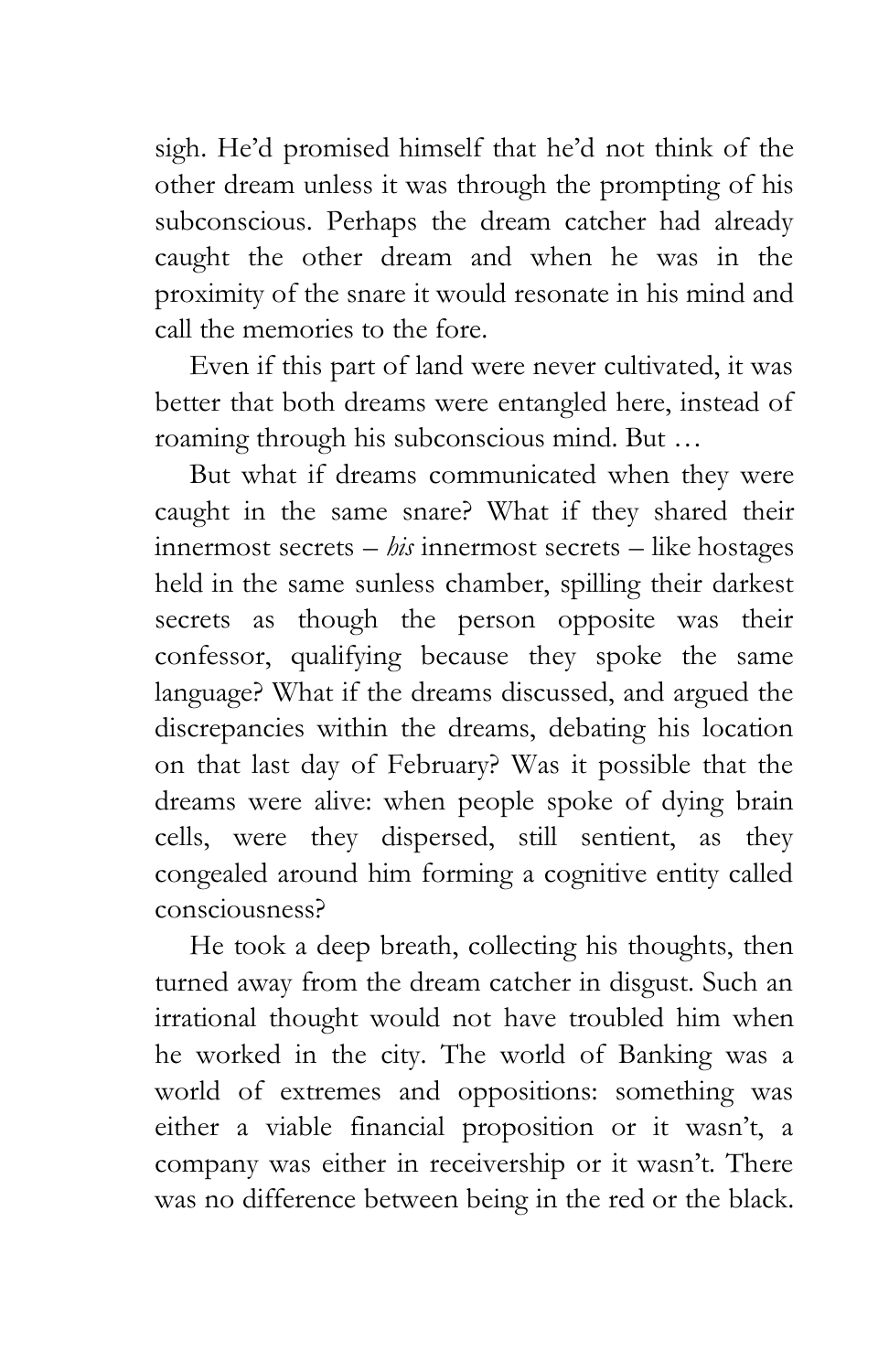sigh. He'd promised himself that he'd not think of the other dream unless it was through the prompting of his subconscious. Perhaps the dream catcher had already caught the other dream and when he was in the proximity of the snare it would resonate in his mind and call the memories to the fore.

Even if this part of land were never cultivated, it was better that both dreams were entangled here, instead of roaming through his subconscious mind. But …

But what if dreams communicated when they were caught in the same snare? What if they shared their innermost secrets – *his* innermost secrets – like hostages held in the same sunless chamber, spilling their darkest secrets as though the person opposite was their confessor, qualifying because they spoke the same language? What if the dreams discussed, and argued the discrepancies within the dreams, debating his location on that last day of February? Was it possible that the dreams were alive: when people spoke of dying brain cells, were they dispersed, still sentient, as they congealed around him forming a cognitive entity called consciousness?

He took a deep breath, collecting his thoughts, then turned away from the dream catcher in disgust. Such an irrational thought would not have troubled him when he worked in the city. The world of Banking was a world of extremes and oppositions: something was either a viable financial proposition or it wasn't, a company was either in receivership or it wasn't. There was no difference between being in the red or the black.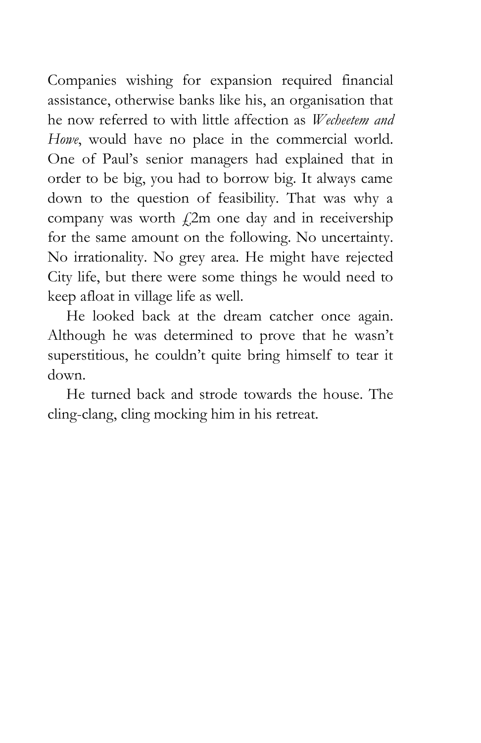Companies wishing for expansion required financial assistance, otherwise banks like his, an organisation that he now referred to with little affection as *Wecheetem and Howe*, would have no place in the commercial world. One of Paul's senior managers had explained that in order to be big, you had to borrow big. It always came down to the question of feasibility. That was why a company was worth £2m one day and in receivership for the same amount on the following. No uncertainty. No irrationality. No grey area. He might have rejected City life, but there were some things he would need to keep afloat in village life as well.

He looked back at the dream catcher once again. Although he was determined to prove that he wasn't superstitious, he couldn't quite bring himself to tear it down.

He turned back and strode towards the house. The cling-clang, cling mocking him in his retreat.